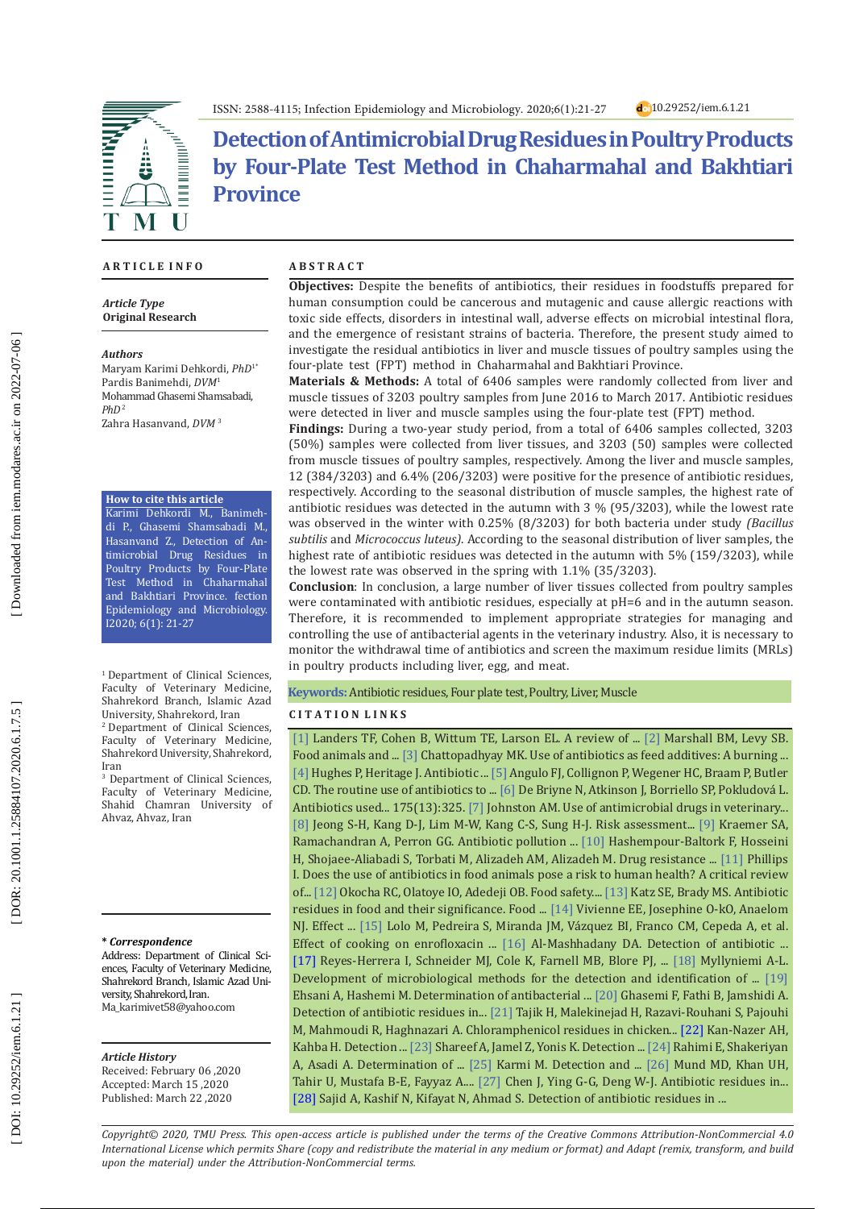ISSN: 2588-4115; Infection Epidemiology and Microbiology. 2020;6(1):21-27 10.29252/iem.6.1.21

# Detection of Antimicrobial Drug Residues in Poultry Products by Four-Plate Test Method in Chaharmahal and Bakhtiari Province

**ARTICLE INFO**

*Article Type*
**Original Research**

*Authors*
Maryam Karimi Dehkordi, *PhD*[1*]
Pardis Banimehdi, *DVM*[1]
Mohammad Ghasemi Shamsabadi, *PhD*[2]
Zahra Hasanvand, *DVM*[3]

**How to cite this article**
Karimi Dehkordi M., Banimehdi P., Ghasemi Shamsabadi M., Hasanvand Z., Detection of Antimicrobial Drug Residues in Poultry Products by Four-Plate Test Method in Chaharmahal and Bakhtiari Province. fection Epidemiology and Microbiology. I2020; 6(1): 21-27

[1] Department of Clinical Sciences, Faculty of Veterinary Medicine, Shahrekord Branch, Islamic Azad University, Shahrekord, Iran
[2] Department of Clinical Sciences, Faculty of Veterinary Medicine, Shahrekord University, Shahrekord, Iran
[3] Department of Clinical Sciences, Faculty of Veterinary Medicine, Shahid Chamran University of Ahvaz, Ahvaz, Iran

**\* Correspondence**
Address: Department of Clinical Sciences, Faculty of Veterinary Medicine, Shahrekord Branch, Islamic Azad University, Shahrekord, Iran.
Ma_karimivet58@yahoo.com

*Article History*
Received: February 06 ,2020
Accepted: March 15 ,2020
Published: March 22 ,2020

**ABSTRACT**

**Objectives:** Despite the benefits of antibiotics, their residues in foodstuffs prepared for human consumption could be cancerous and mutagenic and cause allergic reactions with toxic side effects, disorders in intestinal wall, adverse effects on microbial intestinal flora, and the emergence of resistant strains of bacteria. Therefore, the present study aimed to investigate the residual antibiotics in liver and muscle tissues of poultry samples using the four-plate test (FPT) method in Chaharmahal and Bakhtiari Province.

**Materials & Methods:** A total of 6406 samples were randomly collected from liver and muscle tissues of 3203 poultry samples from June 2016 to March 2017. Antibiotic residues were detected in liver and muscle samples using the four-plate test (FPT) method.

**Findings:** During a two-year study period, from a total of 6406 samples collected, 3203 (50%) samples were collected from liver tissues, and 3203 (50) samples were collected from muscle tissues of poultry samples, respectively. Among the liver and muscle samples, 12 (384/3203) and 6.4% (206/3203) were positive for the presence of antibiotic residues, respectively. According to the seasonal distribution of muscle samples, the highest rate of antibiotic residues was detected in the autumn with 3 % (95/3203), while the lowest rate was observed in the winter with 0.25% (8/3203) for both bacteria under study *(Bacillus subtilis* and *Micrococcus luteus)*. According to the seasonal distribution of liver samples, the highest rate of antibiotic residues was detected in the autumn with 5% (159/3203), while the lowest rate was observed in the spring with 1.1% (35/3203).

**Conclusion**: In conclusion, a large number of liver tissues collected from poultry samples were contaminated with antibiotic residues, especially at pH=6 and in the autumn season. Therefore, it is recommended to implement appropriate strategies for managing and controlling the use of antibacterial agents in the veterinary industry. Also, it is necessary to monitor the withdrawal time of antibiotics and screen the maximum residue limits (MRLs) in poultry products including liver, egg, and meat.

**Keywords:** Antibiotic residues, Four plate test, Poultry, Liver, Muscle

**CITATION LINKS**

[1] Landers TF, Cohen B, Wittum TE, Larson EL. A review of ... [2] Marshall BM, Levy SB. Food animals and ... [3] Chattopadhyay MK. Use of antibiotics as feed additives: A burning ... [4] Hughes P, Heritage J. Antibiotic ... [5] Angulo FJ, Collignon P, Wegener HC, Braam P, Butler CD. The routine use of antibiotics to ... [6] De Briyne N, Atkinson J, Borriello SP, Pokludová L. Antibiotics used... 175(13):325. [7] Johnston AM. Use of antimicrobial drugs in veterinary... [8] Jeong S-H, Kang D-J, Lim M-W, Kang C-S, Sung H-J. Risk assessment... [9] Kraemer SA, Ramachandran A, Perron GG. Antibiotic pollution ... [10] Hashempour-Baltork F, Hosseini H, Shojaee-Aliabadi S, Torbati M, Alizadeh AM, Alizadeh M. Drug resistance ... [11] Phillips I. Does the use of antibiotics in food animals pose a risk to human health? A critical review of... [12] Okocha RC, Olatoye IO, Adedeji OB. Food safety.... [13] Katz SE, Brady MS. Antibiotic residues in food and their significance. Food ... [14] Vivienne EE, Josephine O-kO, Anaelom NJ. Effect ... [15] Lolo M, Pedreira S, Miranda JM, Vázquez BI, Franco CM, Cepeda A, et al. Effect of cooking on enrofloxacin ... [16] Al-Mashhadany DA. Detection of antibiotic ... [17] Reyes-Herrera I, Schneider MJ, Cole K, Farnell MB, Blore PJ, ... [18] Myllyniemi A-L. Development of microbiological methods for the detection and identification of ... [19] Ehsani A, Hashemi M. Determination of antibacterial ... [20] Ghasemi F, Fathi B, Jamshidi A. Detection of antibiotic residues in... [21] Tajik H, Malekinejad H, Razavi-Rouhani S, Pajouhi M, Mahmoudi R, Haghnazari A. Chloramphenicol residues in chicken... [22] Kan-Nazer AH, Kahba H. Detection ... [23] Shareef A, Jamel Z, Yonis K. Detection ... [24] Rahimi E, Shakeriyan A, Asadi A. Determination of ... [25] Karmi M. Detection and ... [26] Mund MD, Khan UH, Tahir U, Mustafa B-E, Fayyaz A.... [27] Chen J, Ying G-G, Deng W-J. Antibiotic residues in... [28] Sajid A, Kashif N, Kifayat N, Ahmad S. Detection of antibiotic residues in ...

*Copyright© 2020, TMU Press. This open-access article is published under the terms of the Creative Commons Attribution-NonCommercial 4.0 International License which permits Share (copy and redistribute the material in any medium or format) and Adapt (remix, transform, and build upon the material) under the Attribution-NonCommercial terms.*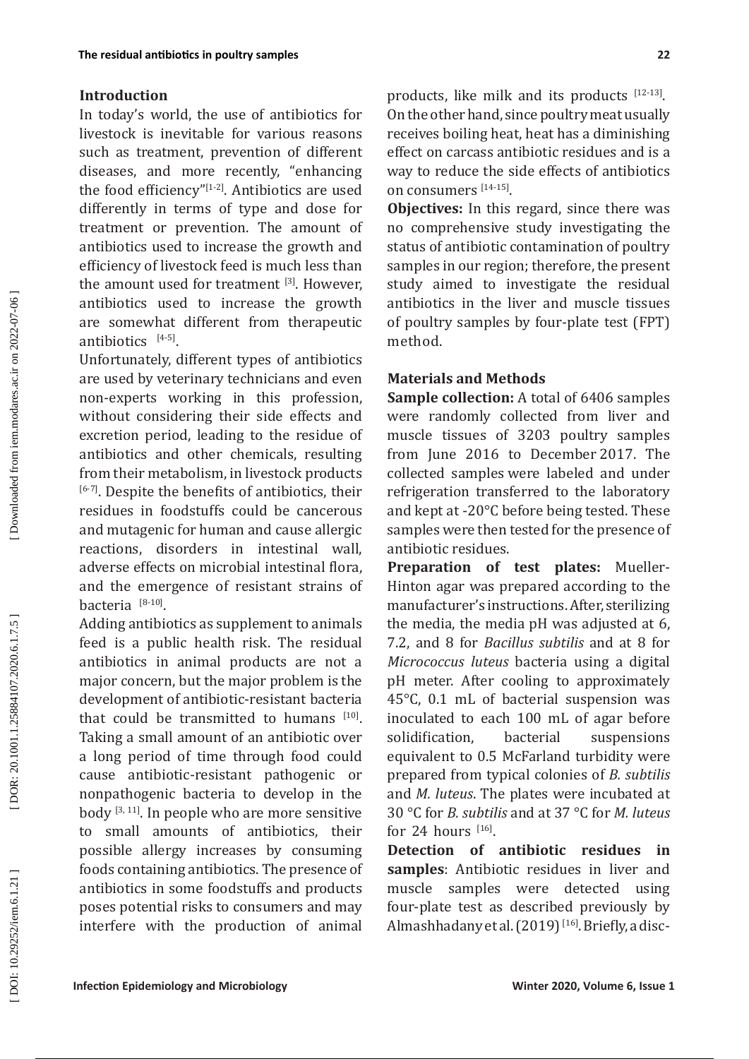## Introduction

In today's world, the use of antibiotics for livestock is inevitable for various reasons such as treatment, prevention of different diseases, and more recently, "enhancing the food efficiency"[1-2]. Antibiotics are used differently in terms of type and dose for treatment or prevention. The amount of antibiotics used to increase the growth and efficiency of livestock feed is much less than the amount used for treatment [3]. However, antibiotics used to increase the growth are somewhat different from therapeutic antibiotics [4-5].

Unfortunately, different types of antibiotics are used by veterinary technicians and even non-experts working in this profession, without considering their side effects and excretion period, leading to the residue of antibiotics and other chemicals, resulting from their metabolism, in livestock products [6-7]. Despite the benefits of antibiotics, their residues in foodstuffs could be cancerous and mutagenic for human and cause allergic reactions, disorders in intestinal wall, adverse effects on microbial intestinal flora, and the emergence of resistant strains of bacteria [8-10].

Adding antibiotics as supplement to animals feed is a public health risk. The residual antibiotics in animal products are not a major concern, but the major problem is the development of antibiotic-resistant bacteria that could be transmitted to humans [10]. Taking a small amount of an antibiotic over a long period of time through food could cause antibiotic-resistant pathogenic or nonpathogenic bacteria to develop in the body [3, 11]. In people who are more sensitive to small amounts of antibiotics, their possible allergy increases by consuming foods containing antibiotics. The presence of antibiotics in some foodstuffs and products poses potential risks to consumers and may interfere with the production of animal products, like milk and its products [12-13]. On the other hand, since poultry meat usually receives boiling heat, heat has a diminishing effect on carcass antibiotic residues and is a way to reduce the side effects of antibiotics on consumers [14-15].

**Objectives:** In this regard, since there was no comprehensive study investigating the status of antibiotic contamination of poultry samples in our region; therefore, the present study aimed to investigate the residual antibiotics in the liver and muscle tissues of poultry samples by four-plate test (FPT) method.

## Materials and Methods

**Sample collection:** A total of 6406 samples were randomly collected from liver and muscle tissues of 3203 poultry samples from June 2016 to December 2017. The collected samples were labeled and under refrigeration transferred to the laboratory and kept at -20°C before being tested. These samples were then tested for the presence of antibiotic residues.

**Preparation of test plates:** Mueller-Hinton agar was prepared according to the manufacturer's instructions. After, sterilizing the media, the media pH was adjusted at 6, 7.2, and 8 for *Bacillus subtilis* and at 8 for *Micrococcus luteus* bacteria using a digital pH meter. After cooling to approximately 45°C, 0.1 mL of bacterial suspension was inoculated to each 100 mL of agar before solidification, bacterial suspensions equivalent to 0.5 McFarland turbidity were prepared from typical colonies of *B. subtilis* and *M. luteus*. The plates were incubated at 30 °C for *B. subtilis* and at 37 °C for *M. luteus* for 24 hours [16].

**Detection of antibiotic residues in samples**: Antibiotic residues in liver and muscle samples were detected using four-plate test as described previously by Almashhadany et al. (2019) [16]. Briefly, a disc-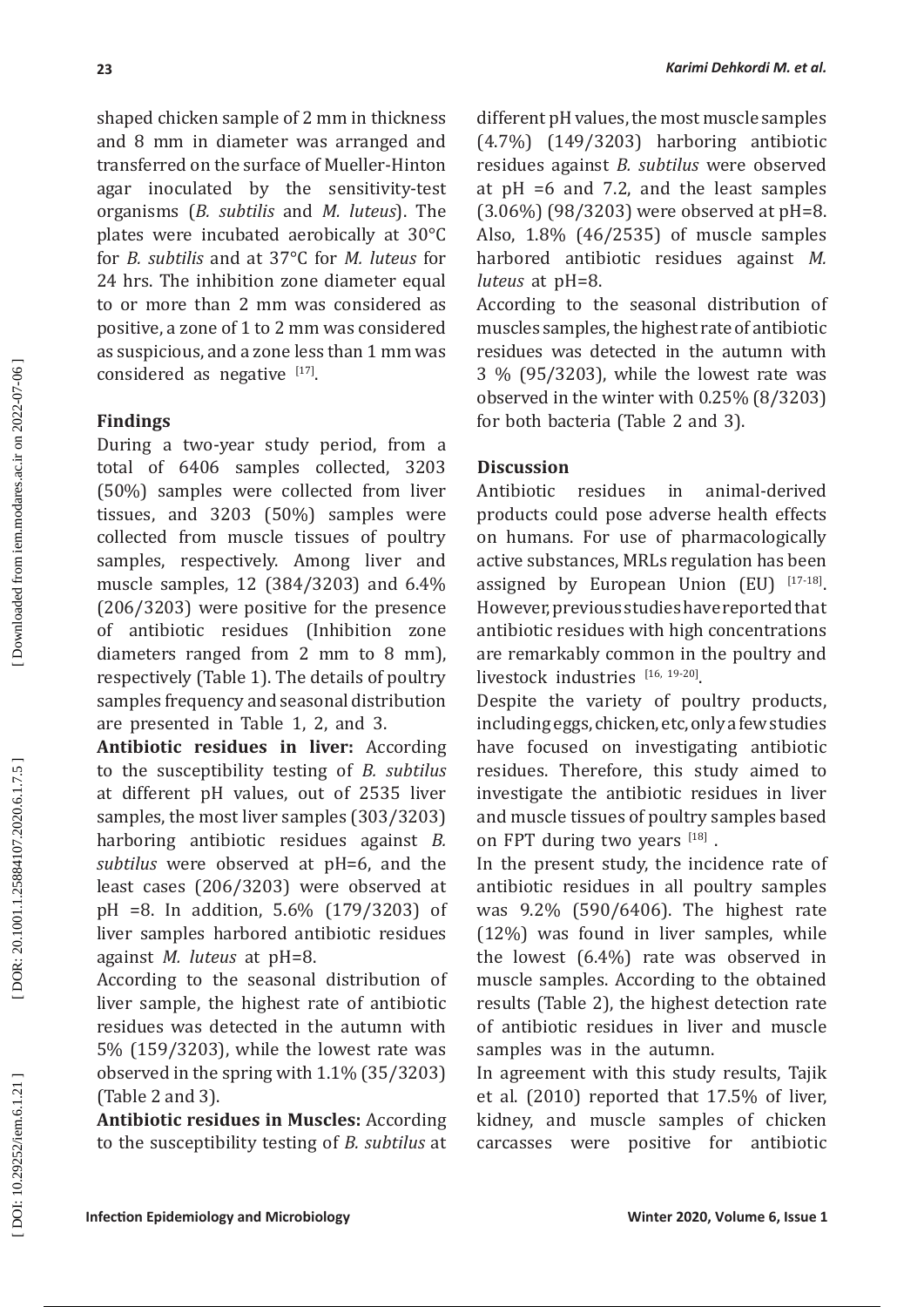shaped chicken sample of 2 mm in thickness and 8 mm in diameter was arranged and transferred on the surface of Mueller-Hinton agar inoculated by the sensitivity-test organisms (*B. subtilis* and *M. luteus*). The plates were incubated aerobically at 30°C for *B. subtilis* and at 37°C for *M. luteus* for 24 hrs. The inhibition zone diameter equal to or more than 2 mm was considered as positive, a zone of 1 to 2 mm was considered as suspicious, and a zone less than 1 mm was considered as negative [17].

## Findings

During a two-year study period, from a total of 6406 samples collected, 3203 (50%) samples were collected from liver tissues, and 3203 (50%) samples were collected from muscle tissues of poultry samples, respectively. Among liver and muscle samples, 12 (384/3203) and 6.4% (206/3203) were positive for the presence of antibiotic residues (Inhibition zone diameters ranged from 2 mm to 8 mm), respectively (Table 1). The details of poultry samples frequency and seasonal distribution are presented in Table 1, 2, and 3.

**Antibiotic residues in liver:** According to the susceptibility testing of *B. subtilus* at different pH values, out of 2535 liver samples, the most liver samples (303/3203) harboring antibiotic residues against *B. subtilus* were observed at pH=6, and the least cases (206/3203) were observed at pH =8. In addition, 5.6% (179/3203) of liver samples harbored antibiotic residues against *M. luteus* at pH=8.

According to the seasonal distribution of liver sample, the highest rate of antibiotic residues was detected in the autumn with 5% (159/3203), while the lowest rate was observed in the spring with 1.1% (35/3203) (Table 2 and 3).

**Antibiotic residues in Muscles:** According to the susceptibility testing of *B. subtilus* at different pH values, the most muscle samples (4.7%) (149/3203) harboring antibiotic residues against *B. subtilus* were observed at pH =6 and 7.2, and the least samples (3.06%) (98/3203) were observed at pH=8. Also, 1.8% (46/2535) of muscle samples harbored antibiotic residues against *M. luteus* at pH=8.

According to the seasonal distribution of muscles samples, the highest rate of antibiotic residues was detected in the autumn with 3 % (95/3203), while the lowest rate was observed in the winter with 0.25% (8/3203) for both bacteria (Table 2 and 3).

## Discussion

Antibiotic residues in animal-derived products could pose adverse health effects on humans. For use of pharmacologically active substances, MRLs regulation has been assigned by European Union (EU) [17-18]. However, previous studies have reported that antibiotic residues with high concentrations are remarkably common in the poultry and livestock industries [16, 19-20].

Despite the variety of poultry products, including eggs, chicken, etc, only a few studies have focused on investigating antibiotic residues. Therefore, this study aimed to investigate the antibiotic residues in liver and muscle tissues of poultry samples based on FPT during two years [18] .

In the present study, the incidence rate of antibiotic residues in all poultry samples was 9.2% (590/6406). The highest rate (12%) was found in liver samples, while the lowest (6.4%) rate was observed in muscle samples. According to the obtained results (Table 2), the highest detection rate of antibiotic residues in liver and muscle samples was in the autumn.

In agreement with this study results, Tajik et al. (2010) reported that 17.5% of liver, kidney, and muscle samples of chicken carcasses were positive for antibiotic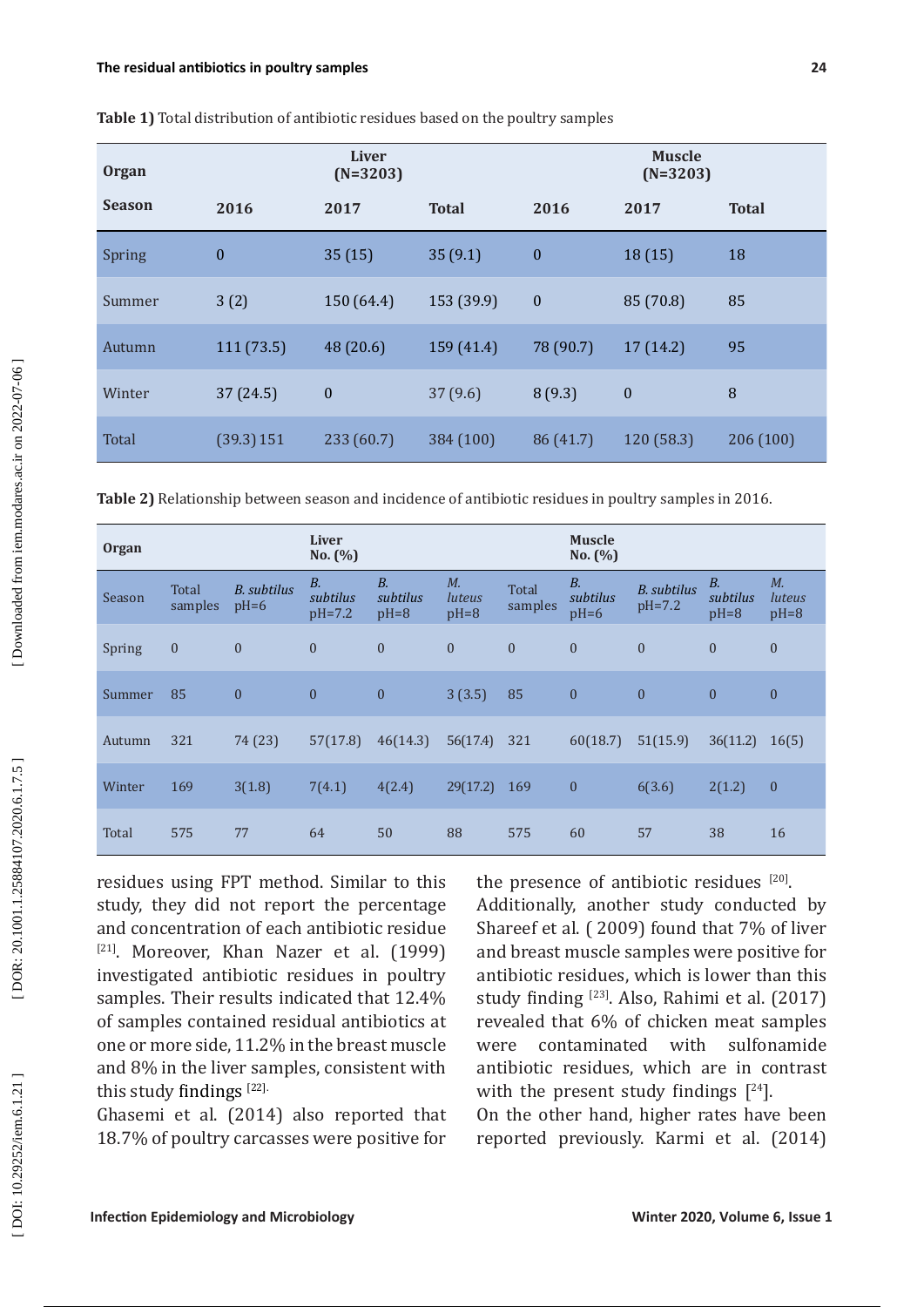**Table 1)** Total distribution of antibiotic residues based on the poultry samples

| Organ | Liver (N=3203) | | | Muscle (N=3203) | | |
|---|---|---|---|---|---|---|
| Season | 2016 | 2017 | Total | 2016 | 2017 | Total |
| Spring | 0 | 35 (15) | 35 (9.1) | 0 | 18 (15) | 18 |
| Summer | 3 (2) | 150 (64.4) | 153 (39.9) | 0 | 85 (70.8) | 85 |
| Autumn | 111 (73.5) | 48 (20.6) | 159 (41.4) | 78 (90.7) | 17 (14.2) | 95 |
| Winter | 37 (24.5) | 0 | 37 (9.6) | 8 (9.3) | 0 | 8 |
| Total | (39.3) 151 | 233 (60.7) | 384 (100) | 86 (41.7) | 120 (58.3) | 206 (100) |

**Table 2)** Relationship between season and incidence of antibiotic residues in poultry samples in 2016.

| Organ | Liver No. (%) | | | | | Muscle No. (%) | | | | |
|---|---|---|---|---|---|---|---|---|---|---|
| Season | Total samples | *B. subtilis* pH=6 | *B. subtilis* pH=7.2 | *B. subtilis* pH=8 | *M. luteus* pH=8 | Total samples | *B. subtilis* pH=6 | *B. subtilis* pH=7.2 | *B. subtilis* pH=8 | *M. luteus* pH=8 |
| Spring | 0 | 0 | 0 | 0 | 0 | 0 | 0 | 0 | 0 | 0 |
| Summer | 85 | 0 | 0 | 0 | 3 (3.5) | 85 | 0 | 0 | 0 | 0 |
| Autumn | 321 | 74 (23) | 57(17.8) | 46(14.3) | 56(17.4) | 321 | 60(18.7) | 51(15.9) | 36(11.2) | 16(5) |
| Winter | 169 | 3(1.8) | 7(4.1) | 4(2.4) | 29(17.2) | 169 | 0 | 6(3.6) | 2(1.2) | 0 |
| Total | 575 | 77 | 64 | 50 | 88 | 575 | 60 | 57 | 38 | 16 |

residues using FPT method. Similar to this study, they did not report the percentage and concentration of each antibiotic residue [21]. Moreover, Khan Nazer et al. (1999) investigated antibiotic residues in poultry samples. Their results indicated that 12.4% of samples contained residual antibiotics at one or more side, 11.2% in the breast muscle and 8% in the liver samples, consistent with this study findings [22].

Ghasemi et al. (2014) also reported that 18.7% of poultry carcasses were positive for the presence of antibiotic residues [20]. Additionally, another study conducted by Shareef et al. ( 2009) found that 7% of liver and breast muscle samples were positive for antibiotic residues, which is lower than this study finding [23]. Also, Rahimi et al. (2017) revealed that 6% of chicken meat samples were contaminated with sulfonamide antibiotic residues, which are in contrast with the present study findings [24].

On the other hand, higher rates have been reported previously. Karmi et al. (2014)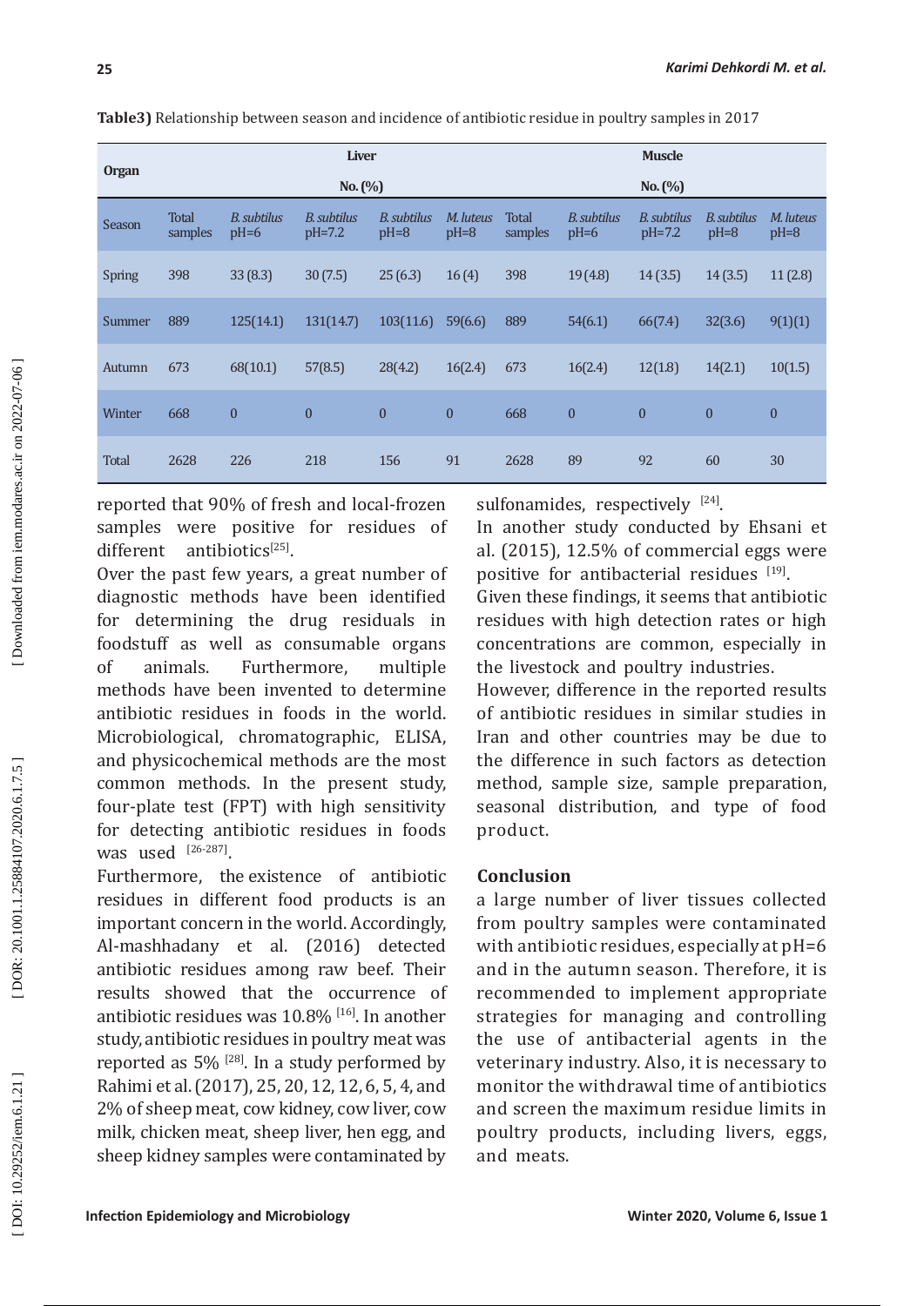**Table3)** Relationship between season and incidence of antibiotic residue in poultry samples in 2017

| Organ | Liver No. (%) | | | | | Muscle No. (%) | | | | |
|---|---|---|---|---|---|---|---|---|---|---|
| Season | Total samples | *B. subtilus* pH=6 | *B. subtilus* pH=7.2 | *B. subtilus* pH=8 | *M. luteus* pH=8 | Total samples | *B. subtilus* pH=6 | *B. subtilus* pH=7.2 | *B. subtilus* pH=8 | *M. luteus* pH=8 |
| Spring | 398 | 33 (8.3) | 30 (7.5) | 25 (6.3) | 16 (4) | 398 | 19 (4.8) | 14 (3.5) | 14 (3.5) | 11 (2.8) |
| Summer | 889 | 125(14.1) | 131(14.7) | 103(11.6) | 59(6.6) | 889 | 54(6.1) | 66(7.4) | 32(3.6) | 9(1)(1) |
| Autumn | 673 | 68(10.1) | 57(8.5) | 28(4.2) | 16(2.4) | 673 | 16(2.4) | 12(1.8) | 14(2.1) | 10(1.5) |
| Winter | 668 | 0 | 0 | 0 | 0 | 668 | 0 | 0 | 0 | 0 |
| Total | 2628 | 226 | 218 | 156 | 91 | 2628 | 89 | 92 | 60 | 30 |

reported that 90% of fresh and local-frozen samples were positive for residues of different antibiotics[25].

Over the past few years, a great number of diagnostic methods have been identified for determining the drug residuals in foodstuff as well as consumable organs of animals. Furthermore, multiple methods have been invented to determine antibiotic residues in foods in the world. Microbiological, chromatographic, ELISA, and physicochemical methods are the most common methods. In the present study, four-plate test (FPT) with high sensitivity for detecting antibiotic residues in foods was used [26-287].

Furthermore, the existence of antibiotic residues in different food products is an important concern in the world. Accordingly, Al-mashhadany et al. (2016) detected antibiotic residues among raw beef. Their results showed that the occurrence of antibiotic residues was 10.8% [16]. In another study, antibiotic residues in poultry meat was reported as 5% [28]. In a study performed by Rahimi et al. (2017), 25, 20, 12, 12, 6, 5, 4, and 2% of sheep meat, cow kidney, cow liver, cow milk, chicken meat, sheep liver, hen egg, and sheep kidney samples were contaminated by sulfonamides, respectively [24].

In another study conducted by Ehsani et al. (2015), 12.5% of commercial eggs were positive for antibacterial residues [19].

Given these findings, it seems that antibiotic residues with high detection rates or high concentrations are common, especially in the livestock and poultry industries.

However, difference in the reported results of antibiotic residues in similar studies in Iran and other countries may be due to the difference in such factors as detection method, sample size, sample preparation, seasonal distribution, and type of food product.

## Conclusion

a large number of liver tissues collected from poultry samples were contaminated with antibiotic residues, especially at pH=6 and in the autumn season. Therefore, it is recommended to implement appropriate strategies for managing and controlling the use of antibacterial agents in the veterinary industry. Also, it is necessary to monitor the withdrawal time of antibiotics and screen the maximum residue limits in poultry products, including livers, eggs, and meats.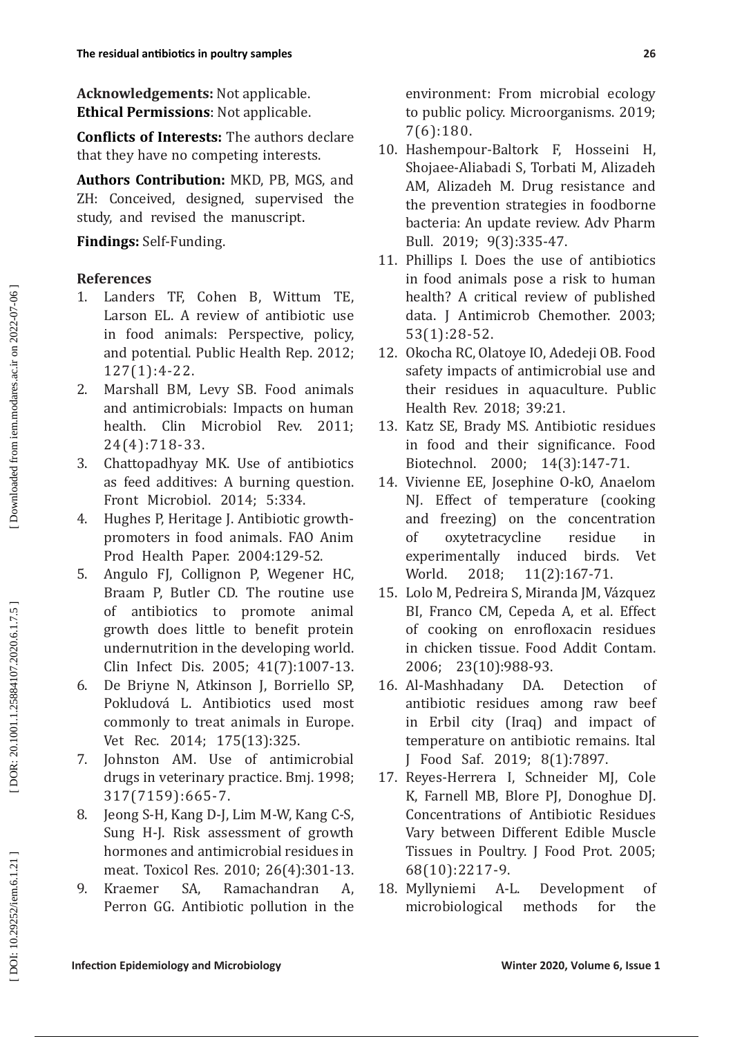**Acknowledgements:** Not applicable.
**Ethical Permissions**: Not applicable.

**Conflicts of Interests:** The authors declare that they have no competing interests.

**Authors Contribution:** MKD, PB, MGS, and ZH: Conceived, designed, supervised the study, and revised the manuscript.

**Findings:** Self-Funding.

## References

1. Landers TF, Cohen B, Wittum TE, Larson EL. A review of antibiotic use in food animals: Perspective, policy, and potential. Public Health Rep. 2012; 127(1):4-22.
2. Marshall BM, Levy SB. Food animals and antimicrobials: Impacts on human health. Clin Microbiol Rev. 2011; 24(4):718-33.
3. Chattopadhyay MK. Use of antibiotics as feed additives: A burning question. Front Microbiol. 2014; 5:334.
4. Hughes P, Heritage J. Antibiotic growth-promoters in food animals. FAO Anim Prod Health Paper. 2004:129-52.
5. Angulo FJ, Collignon P, Wegener HC, Braam P, Butler CD. The routine use of antibiotics to promote animal growth does little to benefit protein undernutrition in the developing world. Clin Infect Dis. 2005; 41(7):1007-13.
6. De Briyne N, Atkinson J, Borriello SP, Pokludová L. Antibiotics used most commonly to treat animals in Europe. Vet Rec. 2014; 175(13):325.
7. Johnston AM. Use of antimicrobial drugs in veterinary practice. Bmj. 1998; 317(7159):665-7.
8. Jeong S-H, Kang D-J, Lim M-W, Kang C-S, Sung H-J. Risk assessment of growth hormones and antimicrobial residues in meat. Toxicol Res. 2010; 26(4):301-13.
9. Kraemer SA, Ramachandran A, Perron GG. Antibiotic pollution in the environment: From microbial ecology to public policy. Microorganisms. 2019; 7(6):180.
10. Hashempour-Baltork F, Hosseini H, Shojaee-Aliabadi S, Torbati M, Alizadeh AM, Alizadeh M. Drug resistance and the prevention strategies in foodborne bacteria: An update review. Adv Pharm Bull. 2019; 9(3):335-47.
11. Phillips I. Does the use of antibiotics in food animals pose a risk to human health? A critical review of published data. J Antimicrob Chemother. 2003; 53(1):28-52.
12. Okocha RC, Olatoye IO, Adedeji OB. Food safety impacts of antimicrobial use and their residues in aquaculture. Public Health Rev. 2018; 39:21.
13. Katz SE, Brady MS. Antibiotic residues in food and their significance. Food Biotechnol. 2000; 14(3):147-71.
14. Vivienne EE, Josephine O-kO, Anaelom NJ. Effect of temperature (cooking and freezing) on the concentration of oxytetracycline residue in experimentally induced birds. Vet World. 2018; 11(2):167-71.
15. Lolo M, Pedreira S, Miranda JM, Vázquez BI, Franco CM, Cepeda A, et al. Effect of cooking on enrofloxacin residues in chicken tissue. Food Addit Contam. 2006; 23(10):988-93.
16. Al-Mashhadany DA. Detection of antibiotic residues among raw beef in Erbil city (Iraq) and impact of temperature on antibiotic remains. Ital J Food Saf. 2019; 8(1):7897.
17. Reyes-Herrera I, Schneider MJ, Cole K, Farnell MB, Blore PJ, Donoghue DJ. Concentrations of Antibiotic Residues Vary between Different Edible Muscle Tissues in Poultry. J Food Prot. 2005; 68(10):2217-9.
18. Myllyniemi A-L. Development of microbiological methods for the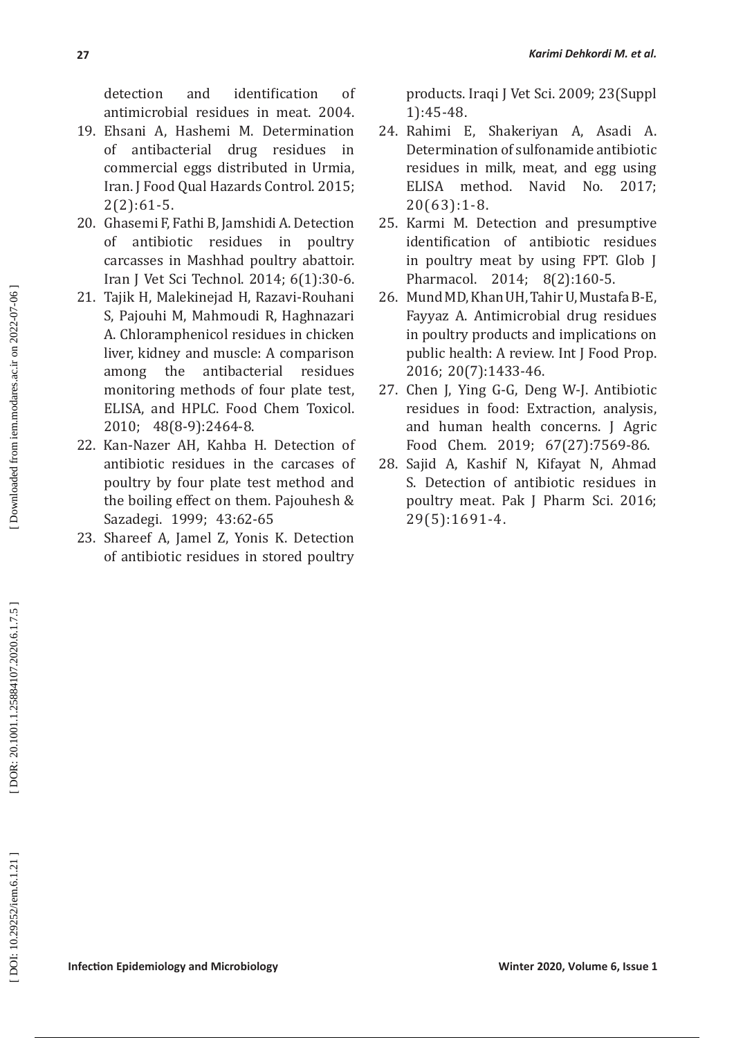detection and identification of antimicrobial residues in meat. 2004.

19. Ehsani A, Hashemi M. Determination of antibacterial drug residues in commercial eggs distributed in Urmia, Iran. J Food Qual Hazards Control. 2015; 2(2):61-5.
20. Ghasemi F, Fathi B, Jamshidi A. Detection of antibiotic residues in poultry carcasses in Mashhad poultry abattoir. Iran J Vet Sci Technol. 2014; 6(1):30-6.
21. Tajik H, Malekinejad H, Razavi-Rouhani S, Pajouhi M, Mahmoudi R, Haghnazari A. Chloramphenicol residues in chicken liver, kidney and muscle: A comparison among the antibacterial residues monitoring methods of four plate test, ELISA, and HPLC. Food Chem Toxicol. 2010; 48(8-9):2464-8.
22. Kan-Nazer AH, Kahba H. Detection of antibiotic residues in the carcases of poultry by four plate test method and the boiling effect on them. Pajouhesh & Sazadegi. 1999; 43:62-65
23. Shareef A, Jamel Z, Yonis K. Detection of antibiotic residues in stored poultry products. Iraqi J Vet Sci. 2009; 23(Suppl 1):45-48.
24. Rahimi E, Shakeriyan A, Asadi A. Determination of sulfonamide antibiotic residues in milk, meat, and egg using ELISA method. Navid No. 2017; 20(63):1-8.
25. Karmi M. Detection and presumptive identification of antibiotic residues in poultry meat by using FPT. Glob J Pharmacol. 2014; 8(2):160-5.
26. Mund MD, Khan UH, Tahir U, Mustafa B-E, Fayyaz A. Antimicrobial drug residues in poultry products and implications on public health: A review. Int J Food Prop. 2016; 20(7):1433-46.
27. Chen J, Ying G-G, Deng W-J. Antibiotic residues in food: Extraction, analysis, and human health concerns. J Agric Food Chem. 2019; 67(27):7569-86.
28. Sajid A, Kashif N, Kifayat N, Ahmad S. Detection of antibiotic residues in poultry meat. Pak J Pharm Sci. 2016; 29(5):1691-4.